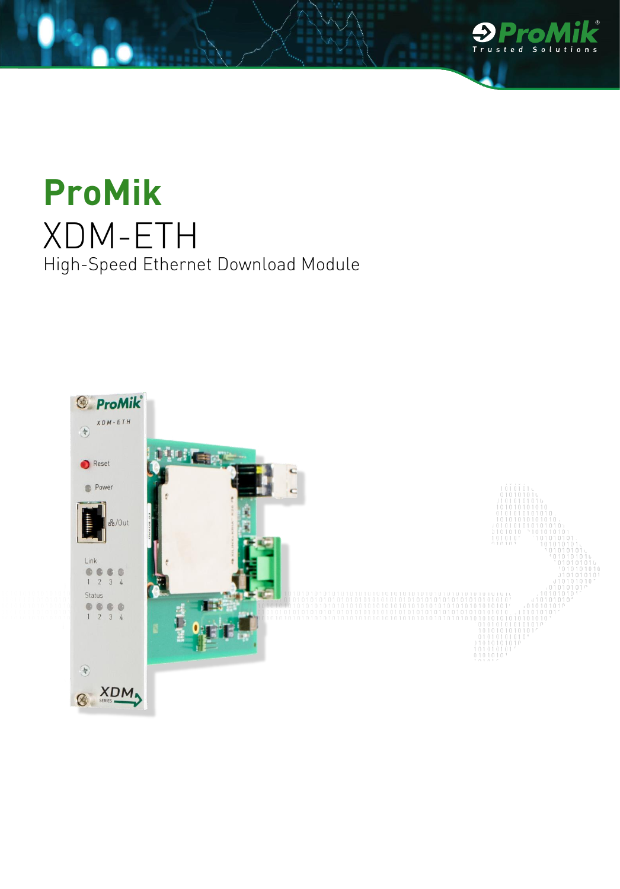# ProMik

## XDM-ETH

High-Speed Ethernet Download Module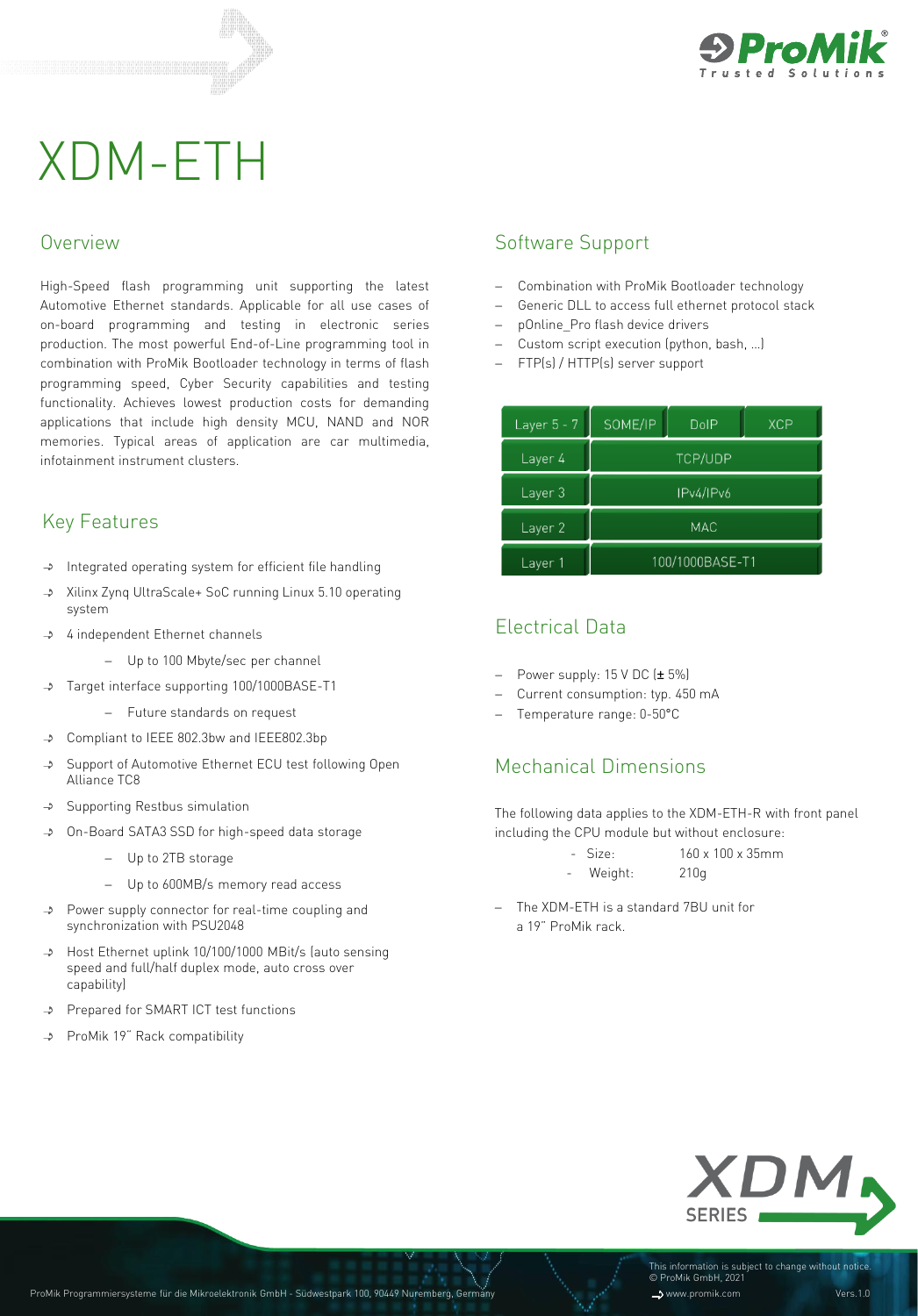# XDM-ETH

## Overview

High-Speed flash programming unit supporting the latest Automotive Ethernet standards. Applicable for all use cases of on-board programming and testing in electronic series production. The most powerful End-of-Line programming tool in combination with ProMik Bootloader technology in terms of flash programming speed, Cyber Security capabilities and testing functionality. Achieves lowest production costs for demanding applications that include high density MCU, NAND and NOR memories. Typical areas of application are car multimedia, infotainment instrument clusters.

## Key Features

- Integrated operating system for efficient file handling
- Xilinx Zynq UltraScale+ SoC running Linux 5.10 operating system
- 4 independent Ethernet channels
  - Up to 100 Mbyte/sec per channel
- Target interface supporting 100/1000BASE-T1
  - Future standards on request
- Compliant to IEEE 802.3bw and IEEE802.3bp
- Support of Automotive Ethernet ECU test following Open Alliance TC8
- Supporting Restbus simulation
- On-Board SATA3 SSD for high-speed data storage
  - Up to 2TB storage
  - Up to 600MB/s memory read access
- Power supply connector for real-time coupling and synchronization with PSU2048
- Host Ethernet uplink 10/100/1000 MBit/s (auto sensing speed and full/half duplex mode, auto cross over capability)
- Prepared for SMART ICT test functions
- ProMik 19" Rack compatibility

## Software Support

- Combination with ProMik Bootloader technology
- Generic DLL to access full ethernet protocol stack
- pOnline_Pro flash device drivers
- Custom script execution (python, bash, ...)
- FTP(s) / HTTP(s) server support

| | | | |
|---|---|---|---|
| Layer 5 - 7 | SOME/IP | DoIP | XCP |
| Layer 4 | TCP/UDP | | |
| Layer 3 | IPv4/IPv6 | | |
| Layer 2 | MAC | | |
| Layer 1 | 100/1000BASE-T1 | | |

## Electrical Data

- Power supply: 15 V DC (± 5%)
- Current consumption: typ. 450 mA
- Temperature range: 0-50°C

## Mechanical Dimensions

The following data applies to the XDM-ETH-R with front panel including the CPU module but without enclosure:

- Size: 160 x 100 x 35mm
- Weight: 210g

- The XDM-ETH is a standard 7BU unit for a 19" ProMik rack.

This information is subject to change without notice.
© ProMik GmbH, 2021

ProMik Programmiersysteme für die Mikroelektronik GmbH - Südwestpark 100, 90449 Nuremberg, Germany

www.promik.com

Vers.1.0